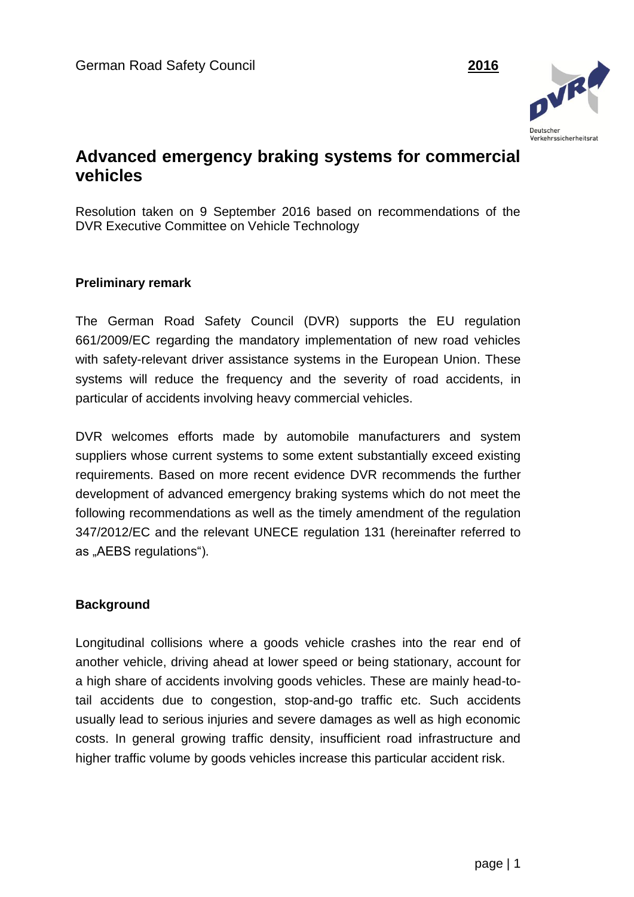German Road Safety Council **2016**

# Advanced emergency braking systems for commercial vehicles

Resolution taken on 9 September 2016 based on recommendations of the DVR Executive Committee on Vehicle Technology

### Preliminary remark

The German Road Safety Council (DVR) supports the EU regulation 661/2009/EC regarding the mandatory implementation of new road vehicles with safety-relevant driver assistance systems in the European Union. These systems will reduce the frequency and the severity of road accidents, in particular of accidents involving heavy commercial vehicles.

DVR welcomes efforts made by automobile manufacturers and system suppliers whose current systems to some extent substantially exceed existing requirements. Based on more recent evidence DVR recommends the further development of advanced emergency braking systems which do not meet the following recommendations as well as the timely amendment of the regulation 347/2012/EC and the relevant UNECE regulation 131 (hereinafter referred to as „AEBS regulations“).

### Background

Longitudinal collisions where a goods vehicle crashes into the rear end of another vehicle, driving ahead at lower speed or being stationary, account for a high share of accidents involving goods vehicles. These are mainly head-to-tail accidents due to congestion, stop-and-go traffic etc. Such accidents usually lead to serious injuries and severe damages as well as high economic costs. In general growing traffic density, insufficient road infrastructure and higher traffic volume by goods vehicles increase this particular accident risk.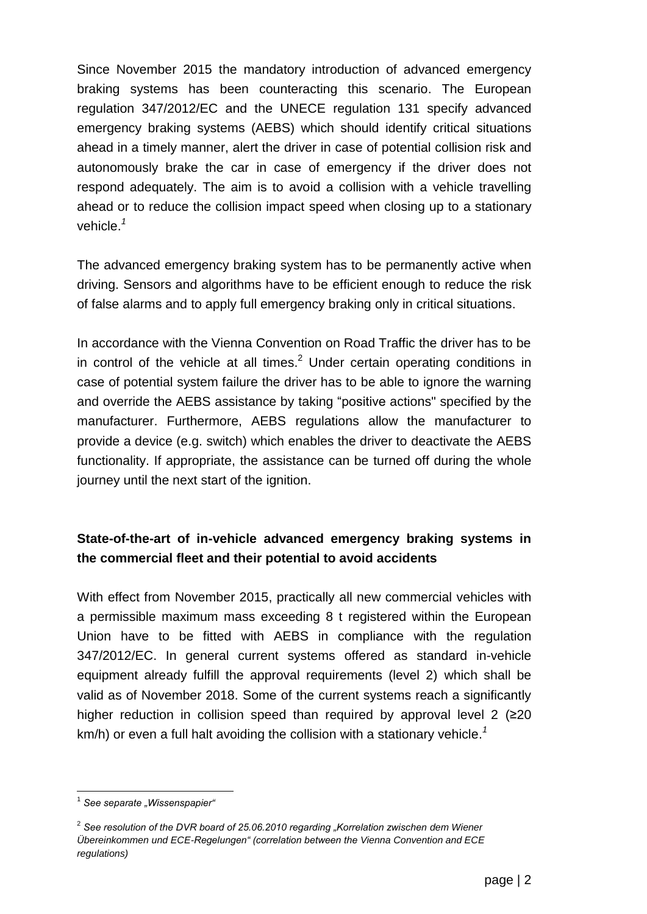Since November 2015 the mandatory introduction of advanced emergency braking systems has been counteracting this scenario. The European regulation 347/2012/EC and the UNECE regulation 131 specify advanced emergency braking systems (AEBS) which should identify critical situations ahead in a timely manner, alert the driver in case of potential collision risk and autonomously brake the car in case of emergency if the driver does not respond adequately. The aim is to avoid a collision with a vehicle travelling ahead or to reduce the collision impact speed when closing up to a stationary vehicle.[1]

The advanced emergency braking system has to be permanently active when driving. Sensors and algorithms have to be efficient enough to reduce the risk of false alarms and to apply full emergency braking only in critical situations.

In accordance with the Vienna Convention on Road Traffic the driver has to be in control of the vehicle at all times.[2] Under certain operating conditions in case of potential system failure the driver has to be able to ignore the warning and override the AEBS assistance by taking "positive actions" specified by the manufacturer. Furthermore, AEBS regulations allow the manufacturer to provide a device (e.g. switch) which enables the driver to deactivate the AEBS functionality. If appropriate, the assistance can be turned off during the whole journey until the next start of the ignition.

## State-of-the-art of in-vehicle advanced emergency braking systems in the commercial fleet and their potential to avoid accidents

With effect from November 2015, practically all new commercial vehicles with a permissible maximum mass exceeding 8 t registered within the European Union have to be fitted with AEBS in compliance with the regulation 347/2012/EC. In general current systems offered as standard in-vehicle equipment already fulfill the approval requirements (level 2) which shall be valid as of November 2018. Some of the current systems reach a significantly higher reduction in collision speed than required by approval level 2 (≥20 km/h) or even a full halt avoiding the collision with a stationary vehicle.[1]

---

[1] *See separate „Wissenspapier"*

[2] *See resolution of the DVR board of 25.06.2010 regarding „Korrelation zwischen dem Wiener Übereinkommen und ECE-Regelungen" (correlation between the Vienna Convention and ECE regulations)*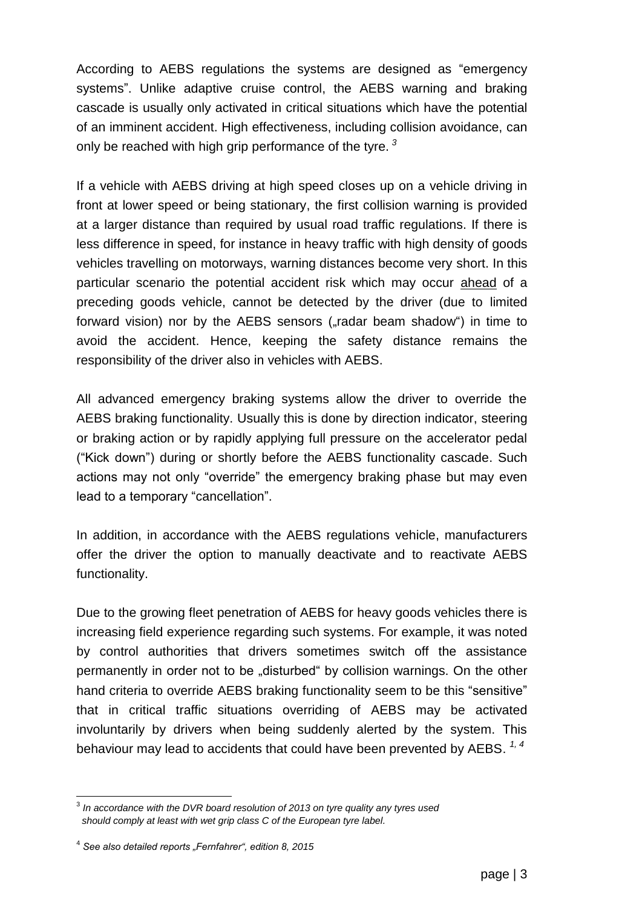According to AEBS regulations the systems are designed as "emergency systems". Unlike adaptive cruise control, the AEBS warning and braking cascade is usually only activated in critical situations which have the potential of an imminent accident. High effectiveness, including collision avoidance, can only be reached with high grip performance of the tyre. [3]

If a vehicle with AEBS driving at high speed closes up on a vehicle driving in front at lower speed or being stationary, the first collision warning is provided at a larger distance than required by usual road traffic regulations. If there is less difference in speed, for instance in heavy traffic with high density of goods vehicles travelling on motorways, warning distances become very short. In this particular scenario the potential accident risk which may occur <u>ahead</u> of a preceding goods vehicle, cannot be detected by the driver (due to limited forward vision) nor by the AEBS sensors („radar beam shadow") in time to avoid the accident. Hence, keeping the safety distance remains the responsibility of the driver also in vehicles with AEBS.

All advanced emergency braking systems allow the driver to override the AEBS braking functionality. Usually this is done by direction indicator, steering or braking action or by rapidly applying full pressure on the accelerator pedal ("Kick down") during or shortly before the AEBS functionality cascade. Such actions may not only "override" the emergency braking phase but may even lead to a temporary "cancellation".

In addition, in accordance with the AEBS regulations vehicle, manufacturers offer the driver the option to manually deactivate and to reactivate AEBS functionality.

Due to the growing fleet penetration of AEBS for heavy goods vehicles there is increasing field experience regarding such systems. For example, it was noted by control authorities that drivers sometimes switch off the assistance permanently in order not to be „disturbed" by collision warnings. On the other hand criteria to override AEBS braking functionality seem to be this "sensitive" that in critical traffic situations overriding of AEBS may be activated involuntarily by drivers when being suddenly alerted by the system. This behaviour may lead to accidents that could have been prevented by AEBS. [1, 4]

---

[3] *In accordance with the DVR board resolution of 2013 on tyre quality any tyres used should comply at least with wet grip class C of the European tyre label.*

[4] *See also detailed reports „Fernfahrer", edition 8, 2015*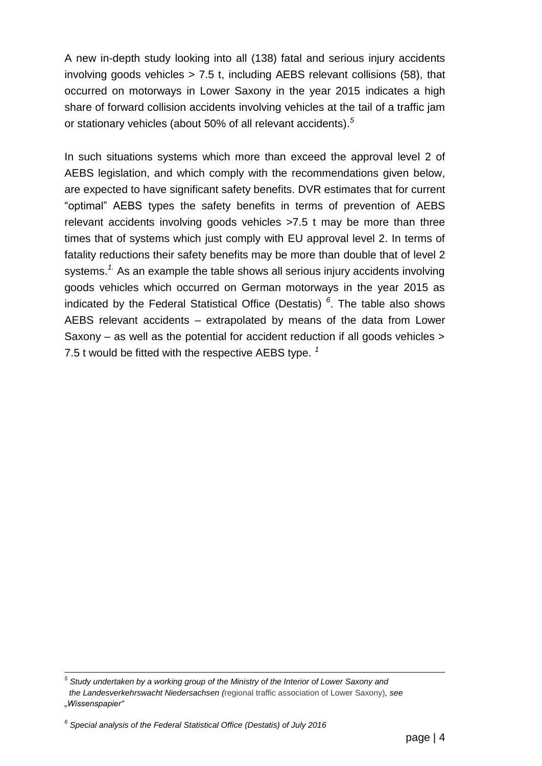A new in-depth study looking into all (138) fatal and serious injury accidents involving goods vehicles > 7.5 t, including AEBS relevant collisions (58), that occurred on motorways in Lower Saxony in the year 2015 indicates a high share of forward collision accidents involving vehicles at the tail of a traffic jam or stationary vehicles (about 50% of all relevant accidents).[5]

In such situations systems which more than exceed the approval level 2 of AEBS legislation, and which comply with the recommendations given below, are expected to have significant safety benefits. DVR estimates that for current "optimal" AEBS types the safety benefits in terms of prevention of AEBS relevant accidents involving goods vehicles >7.5 t may be more than three times that of systems which just comply with EU approval level 2. In terms of fatality reductions their safety benefits may be more than double that of level 2 systems.[1.] As an example the table shows all serious injury accidents involving goods vehicles which occurred on German motorways in the year 2015 as indicated by the Federal Statistical Office (Destatis) [6]. The table also shows AEBS relevant accidents – extrapolated by means of the data from Lower Saxony – as well as the potential for accident reduction if all goods vehicles > 7.5 t would be fitted with the respective AEBS type. [1]

---

[5] *Study undertaken by a working group of the Ministry of the Interior of Lower Saxony and the Landesverkehrswacht Niedersachsen (*regional traffic association of Lower Saxony)*, see „Wissenspapier"*

[6] *Special analysis of the Federal Statistical Office (Destatis) of July 2016*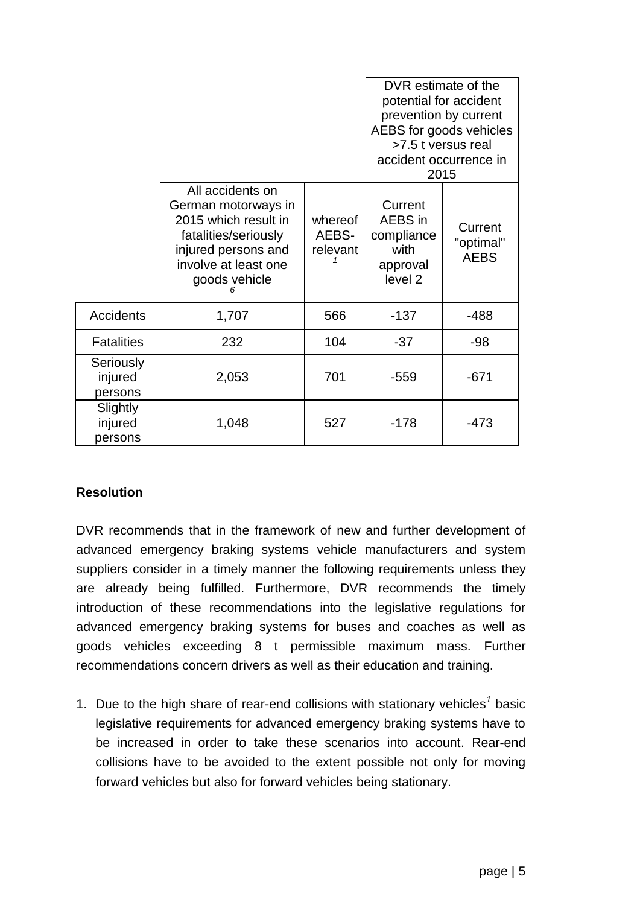| | All accidents on German motorways in 2015 which result in fatalities/seriously injured persons and involve at least one goods vehicle [6] | whereof AEBS-relevant [1] | DVR estimate of the potential for accident prevention by current AEBS for goods vehicles >7.5 t versus real accident occurrence in 2015 | |
|---|---|---|---|---|
| | | | Current AEBS in compliance with approval level 2 | Current "optimal" AEBS |
| Accidents | 1,707 | 566 | -137 | -488 |
| Fatalities | 232 | 104 | -37 | -98 |
| Seriously injured persons | 2,053 | 701 | -559 | -671 |
| Slightly injured persons | 1,048 | 527 | -178 | -473 |

**Resolution**

DVR recommends that in the framework of new and further development of advanced emergency braking systems vehicle manufacturers and system suppliers consider in a timely manner the following requirements unless they are already being fulfilled. Furthermore, DVR recommends the timely introduction of these recommendations into the legislative regulations for advanced emergency braking systems for buses and coaches as well as goods vehicles exceeding 8 t permissible maximum mass. Further recommendations concern drivers as well as their education and training.

1. Due to the high share of rear-end collisions with stationary vehicles[1] basic legislative requirements for advanced emergency braking systems have to be increased in order to take these scenarios into account. Rear-end collisions have to be avoided to the extent possible not only for moving forward vehicles but also for forward vehicles being stationary.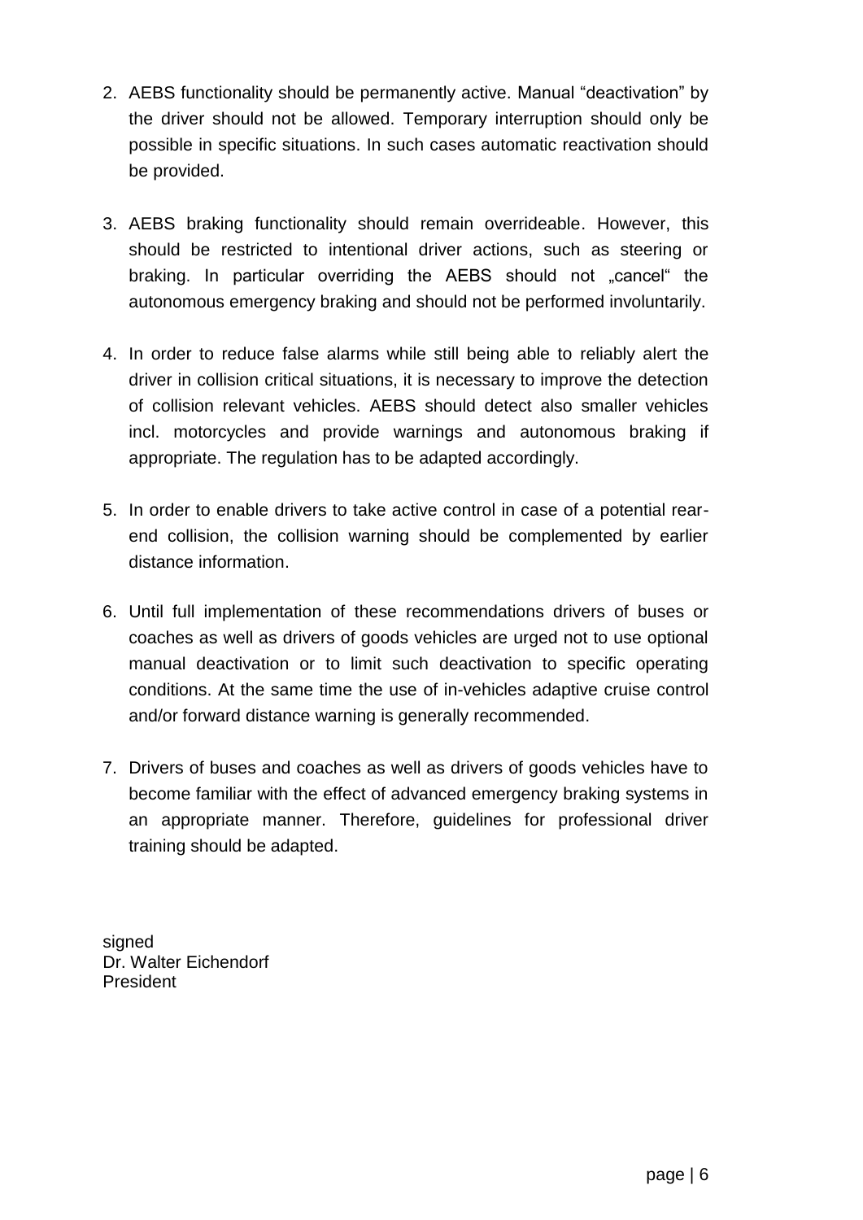2. AEBS functionality should be permanently active. Manual "deactivation" by the driver should not be allowed. Temporary interruption should only be possible in specific situations. In such cases automatic reactivation should be provided.

3. AEBS braking functionality should remain overrideable. However, this should be restricted to intentional driver actions, such as steering or braking. In particular overriding the AEBS should not „cancel" the autonomous emergency braking and should not be performed involuntarily.

4. In order to reduce false alarms while still being able to reliably alert the driver in collision critical situations, it is necessary to improve the detection of collision relevant vehicles. AEBS should detect also smaller vehicles incl. motorcycles and provide warnings and autonomous braking if appropriate. The regulation has to be adapted accordingly.

5. In order to enable drivers to take active control in case of a potential rear-end collision, the collision warning should be complemented by earlier distance information.

6. Until full implementation of these recommendations drivers of buses or coaches as well as drivers of goods vehicles are urged not to use optional manual deactivation or to limit such deactivation to specific operating conditions. At the same time the use of in-vehicles adaptive cruise control and/or forward distance warning is generally recommended.

7. Drivers of buses and coaches as well as drivers of goods vehicles have to become familiar with the effect of advanced emergency braking systems in an appropriate manner. Therefore, guidelines for professional driver training should be adapted.

signed
Dr. Walter Eichendorf
President